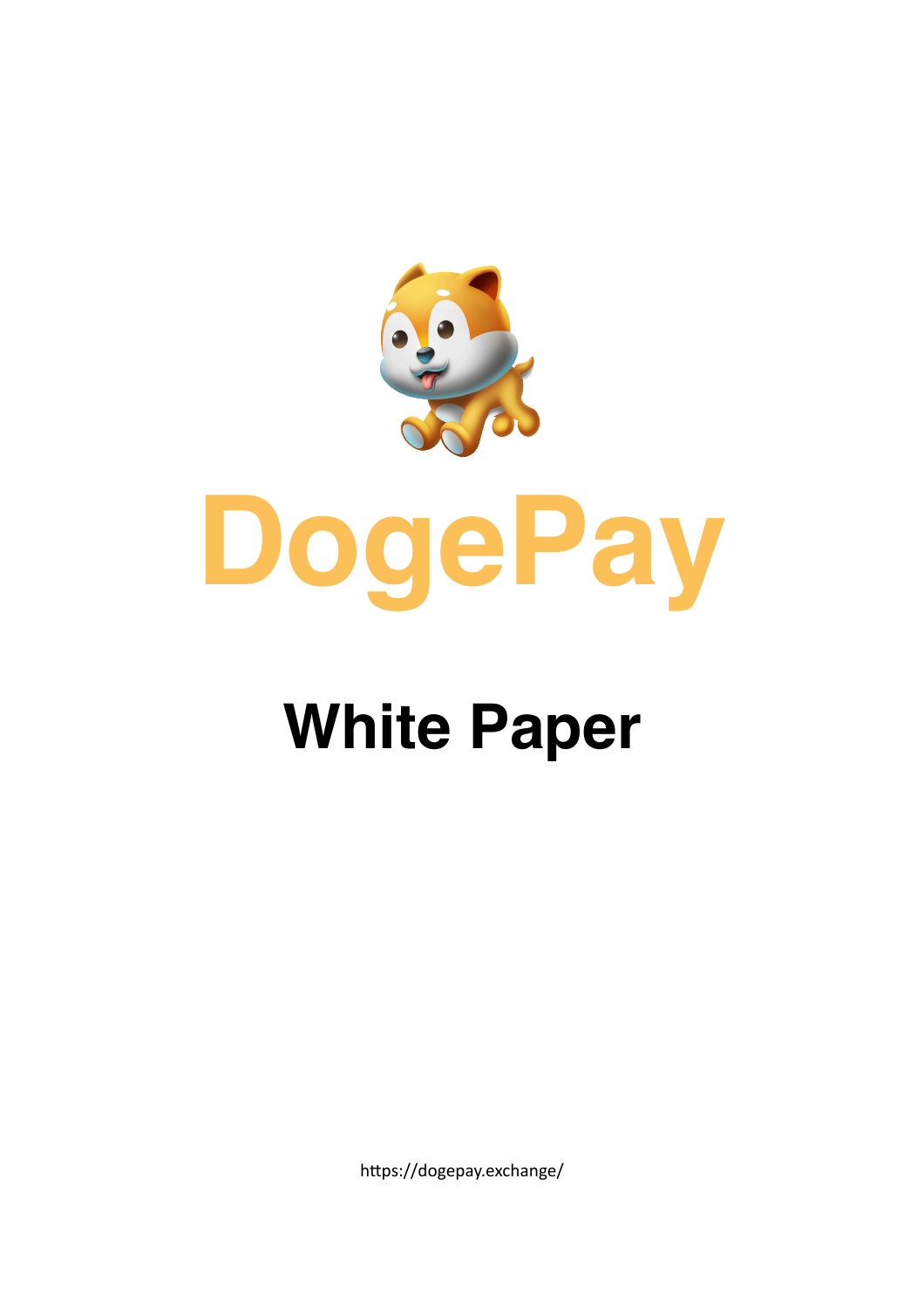# DogePay

## White Paper

https://dogepay.exchange/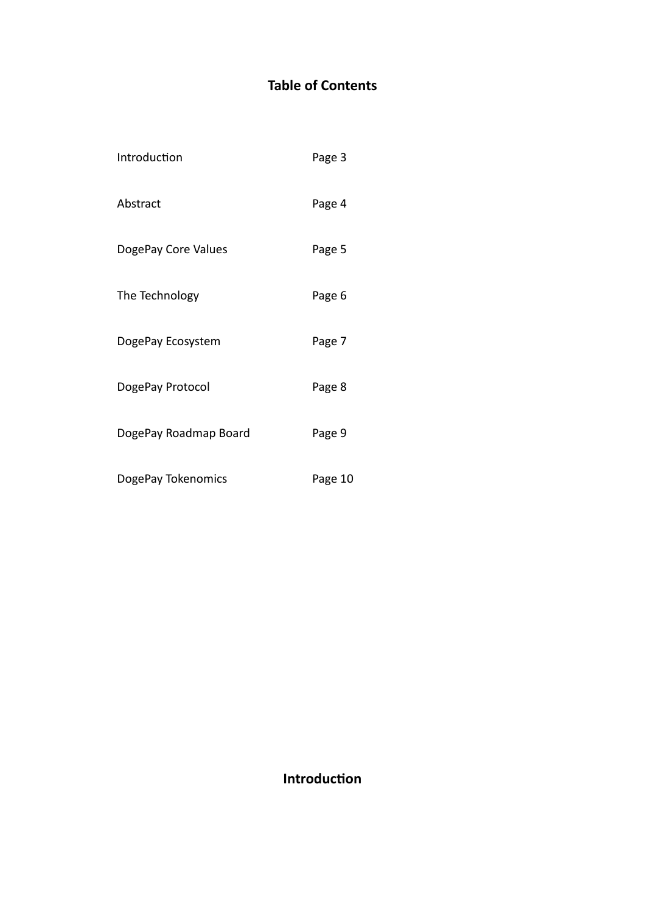## Table of Contents

| | |
|---|---|
| Introduction | Page 3 |
| Abstract | Page 4 |
| DogePay Core Values | Page 5 |
| The Technology | Page 6 |
| DogePay Ecosystem | Page 7 |
| DogePay Protocol | Page 8 |
| DogePay Roadmap Board | Page 9 |
| DogePay Tokenomics | Page 10 |

## Introduction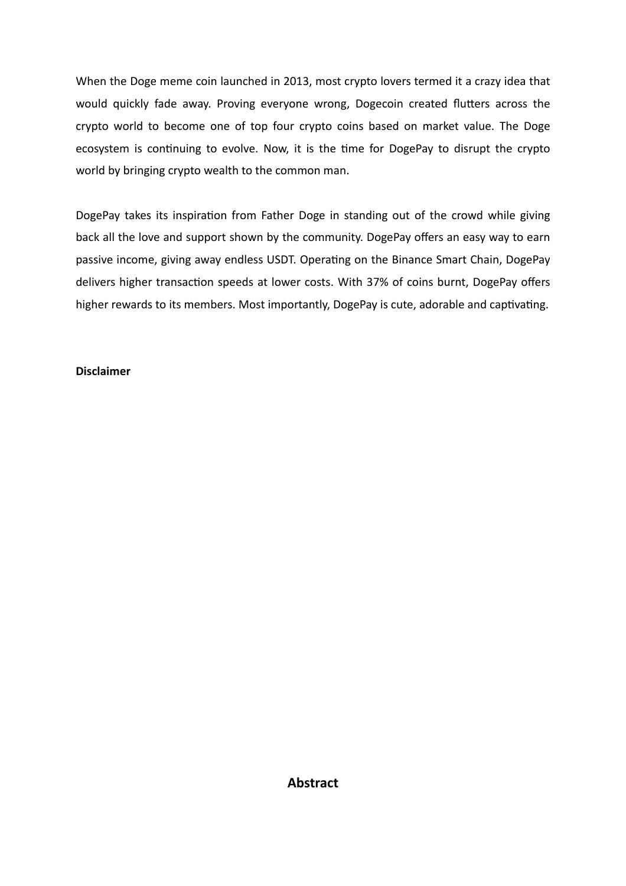When the Doge meme coin launched in 2013, most crypto lovers termed it a crazy idea that would quickly fade away. Proving everyone wrong, Dogecoin created flutters across the crypto world to become one of top four crypto coins based on market value. The Doge ecosystem is continuing to evolve. Now, it is the time for DogePay to disrupt the crypto world by bringing crypto wealth to the common man.

DogePay takes its inspiration from Father Doge in standing out of the crowd while giving back all the love and support shown by the community. DogePay offers an easy way to earn passive income, giving away endless USDT. Operating on the Binance Smart Chain, DogePay delivers higher transaction speeds at lower costs. With 37% of coins burnt, DogePay offers higher rewards to its members. Most importantly, DogePay is cute, adorable and captivating.

**Disclaimer**

## Abstract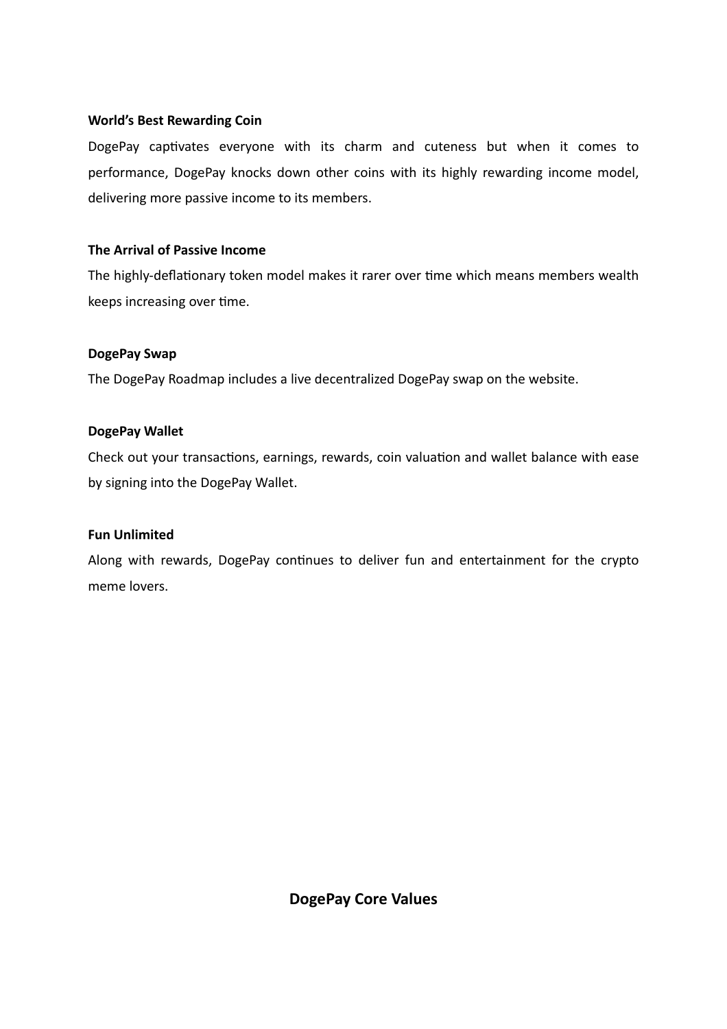**World's Best Rewarding Coin**

DogePay captivates everyone with its charm and cuteness but when it comes to performance, DogePay knocks down other coins with its highly rewarding income model, delivering more passive income to its members.

**The Arrival of Passive Income**

The highly-deflationary token model makes it rarer over time which means members wealth keeps increasing over time.

**DogePay Swap**

The DogePay Roadmap includes a live decentralized DogePay swap on the website.

**DogePay Wallet**

Check out your transactions, earnings, rewards, coin valuation and wallet balance with ease by signing into the DogePay Wallet.

**Fun Unlimited**

Along with rewards, DogePay continues to deliver fun and entertainment for the crypto meme lovers.

## DogePay Core Values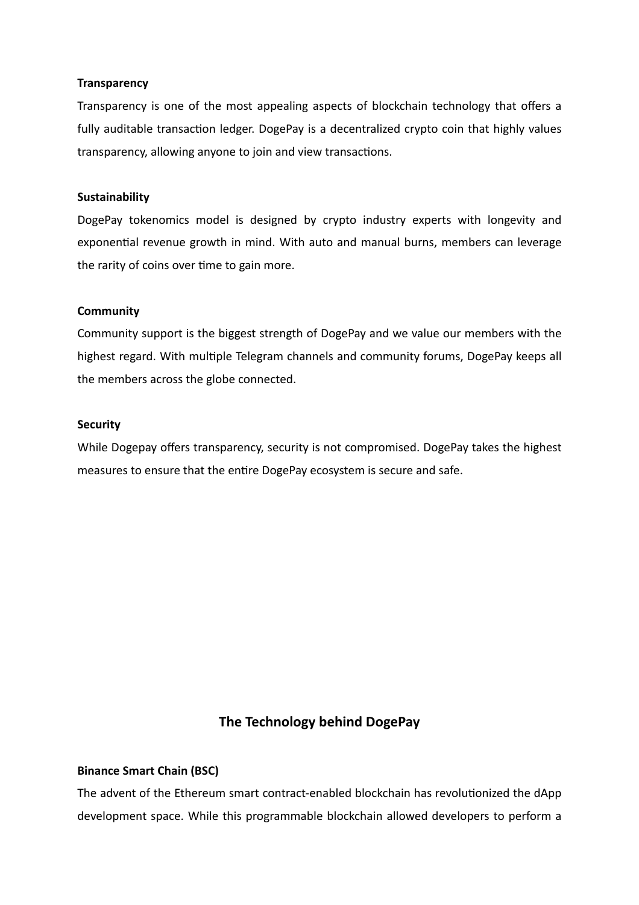**Transparency**

Transparency is one of the most appealing aspects of blockchain technology that offers a fully auditable transaction ledger. DogePay is a decentralized crypto coin that highly values transparency, allowing anyone to join and view transactions.

**Sustainability**

DogePay tokenomics model is designed by crypto industry experts with longevity and exponential revenue growth in mind. With auto and manual burns, members can leverage the rarity of coins over time to gain more.

**Community**

Community support is the biggest strength of DogePay and we value our members with the highest regard. With multiple Telegram channels and community forums, DogePay keeps all the members across the globe connected.

**Security**

While Dogepay offers transparency, security is not compromised. DogePay takes the highest measures to ensure that the entire DogePay ecosystem is secure and safe.

## The Technology behind DogePay

**Binance Smart Chain (BSC)**

The advent of the Ethereum smart contract-enabled blockchain has revolutionized the dApp development space. While this programmable blockchain allowed developers to perform a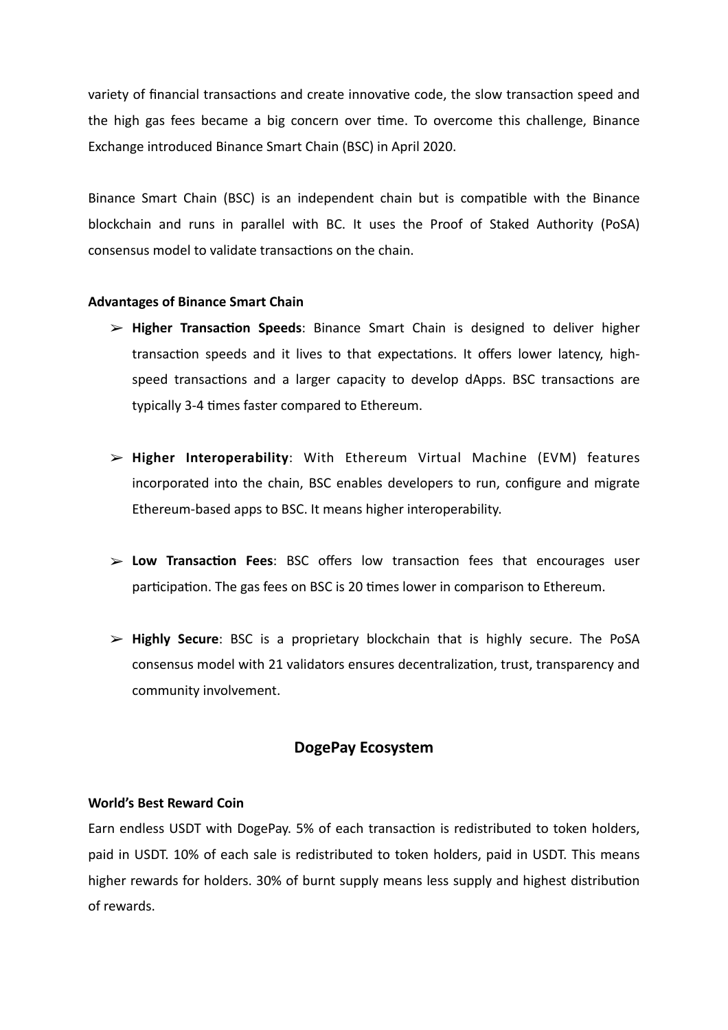variety of financial transactions and create innovative code, the slow transaction speed and the high gas fees became a big concern over time. To overcome this challenge, Binance Exchange introduced Binance Smart Chain (BSC) in April 2020.

Binance Smart Chain (BSC) is an independent chain but is compatible with the Binance blockchain and runs in parallel with BC. It uses the Proof of Staked Authority (PoSA) consensus model to validate transactions on the chain.

**Advantages of Binance Smart Chain**

- **Higher Transaction Speeds**: Binance Smart Chain is designed to deliver higher transaction speeds and it lives to that expectations. It offers lower latency, high-speed transactions and a larger capacity to develop dApps. BSC transactions are typically 3-4 times faster compared to Ethereum.

- **Higher Interoperability**: With Ethereum Virtual Machine (EVM) features incorporated into the chain, BSC enables developers to run, configure and migrate Ethereum-based apps to BSC. It means higher interoperability.

- **Low Transaction Fees**: BSC offers low transaction fees that encourages user participation. The gas fees on BSC is 20 times lower in comparison to Ethereum.

- **Highly Secure**: BSC is a proprietary blockchain that is highly secure. The PoSA consensus model with 21 validators ensures decentralization, trust, transparency and community involvement.

## DogePay Ecosystem

**World's Best Reward Coin**

Earn endless USDT with DogePay. 5% of each transaction is redistributed to token holders, paid in USDT. 10% of each sale is redistributed to token holders, paid in USDT. This means higher rewards for holders. 30% of burnt supply means less supply and highest distribution of rewards.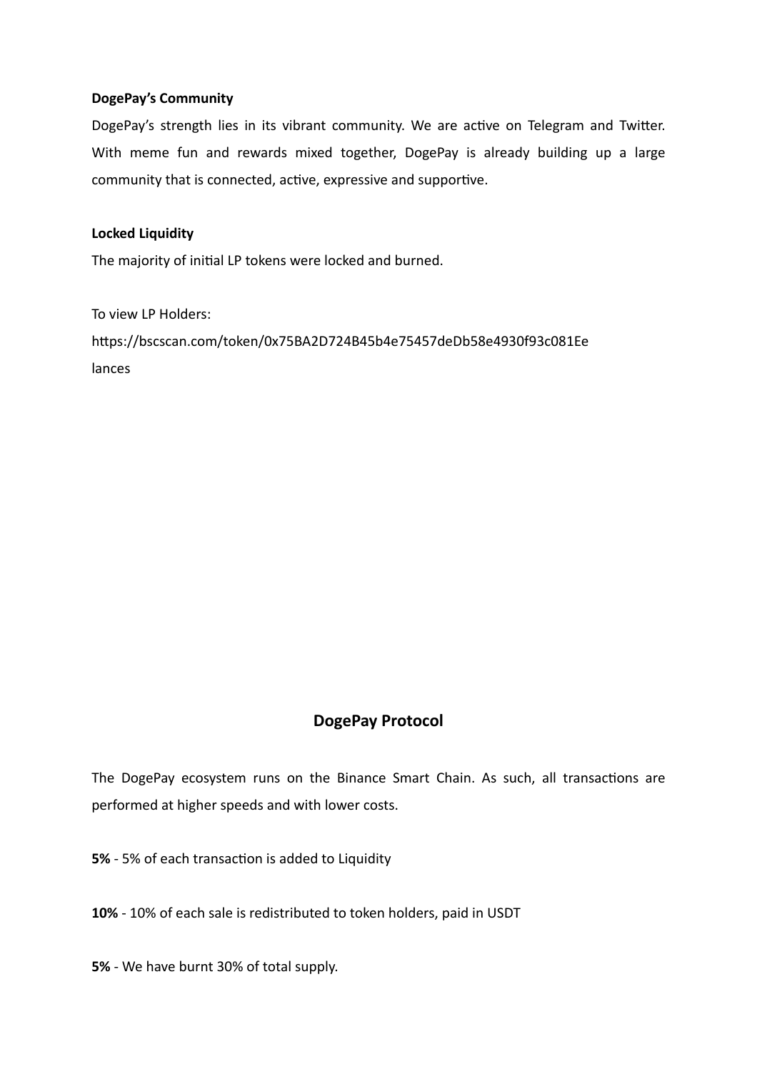**DogePay's Community**

DogePay's strength lies in its vibrant community. We are active on Telegram and Twitter. With meme fun and rewards mixed together, DogePay is already building up a large community that is connected, active, expressive and supportive.

**Locked Liquidity**

The majority of initial LP tokens were locked and burned.

To view LP Holders:

https://bscscan.com/token/0x75BA2D724B45b4e75457deDb58e4930f93c081Ee
lances

## DogePay Protocol

The DogePay ecosystem runs on the Binance Smart Chain. As such, all transactions are performed at higher speeds and with lower costs.

**5%** - 5% of each transaction is added to Liquidity

**10%** - 10% of each sale is redistributed to token holders, paid in USDT

**5%** - We have burnt 30% of total supply.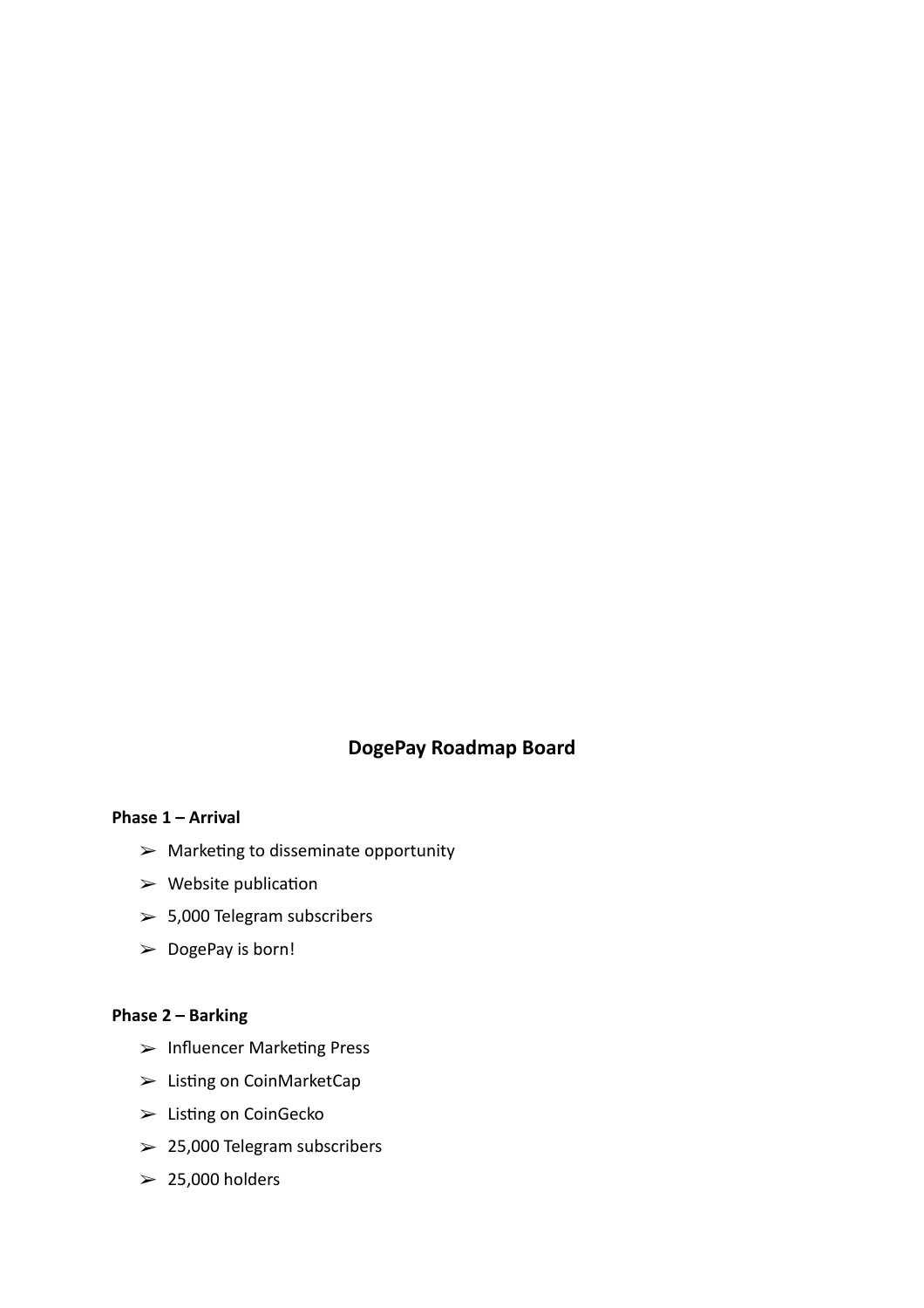## DogePay Roadmap Board

**Phase 1 – Arrival**

- ➢ Marketing to disseminate opportunity
- ➢ Website publication
- ➢ 5,000 Telegram subscribers
- ➢ DogePay is born!

**Phase 2 – Barking**

- ➢ Influencer Marketing Press
- ➢ Listing on CoinMarketCap
- ➢ Listing on CoinGecko
- ➢ 25,000 Telegram subscribers
- ➢ 25,000 holders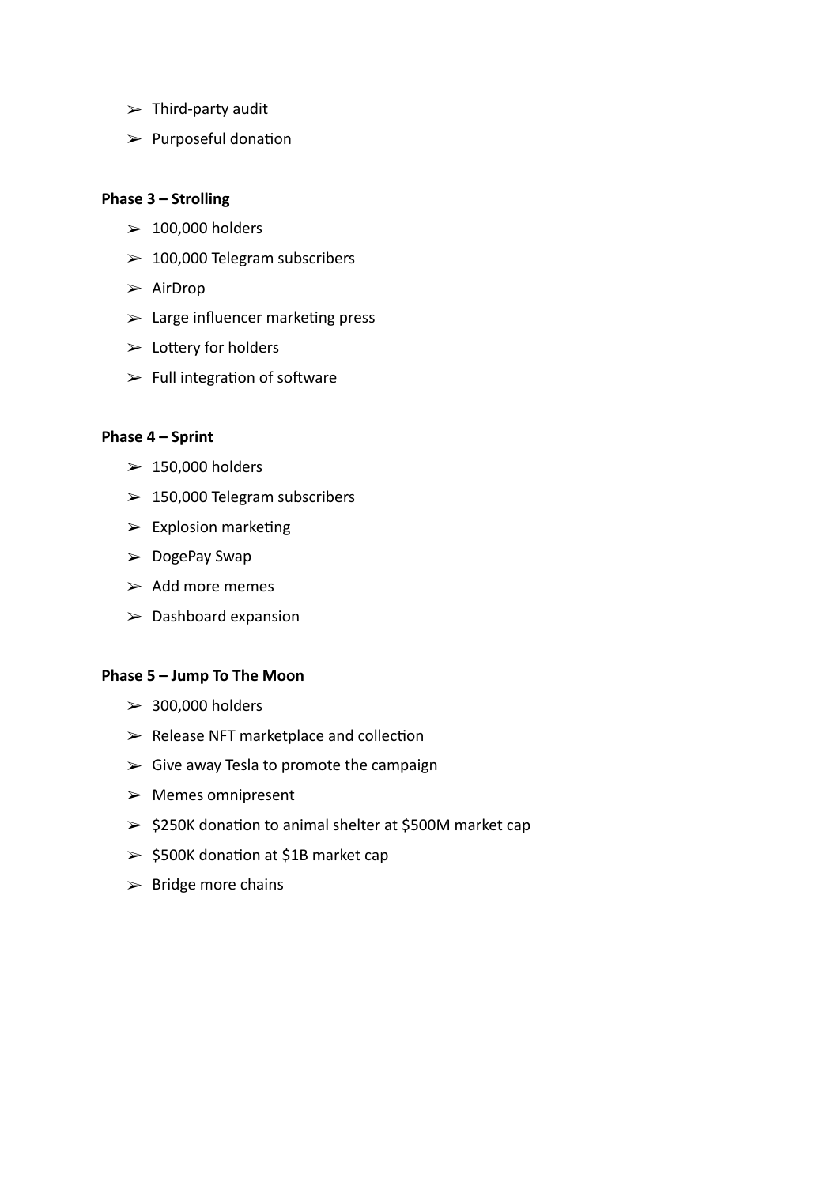- Third-party audit
- Purposeful donation

**Phase 3 – Strolling**

- 100,000 holders
- 100,000 Telegram subscribers
- AirDrop
- Large influencer marketing press
- Lottery for holders
- Full integration of software

**Phase 4 – Sprint**

- 150,000 holders
- 150,000 Telegram subscribers
- Explosion marketing
- DogePay Swap
- Add more memes
- Dashboard expansion

**Phase 5 – Jump To The Moon**

- 300,000 holders
- Release NFT marketplace and collection
- Give away Tesla to promote the campaign
- Memes omnipresent
- $250K donation to animal shelter at $500M market cap
- $500K donation at $1B market cap
- Bridge more chains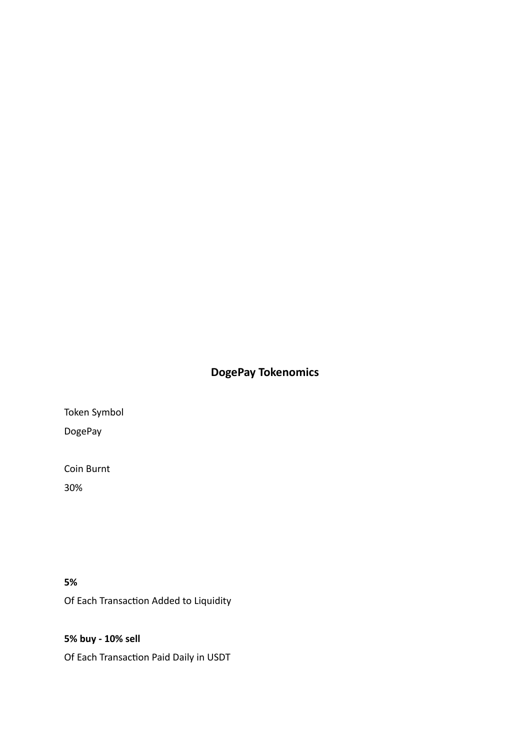## DogePay Tokenomics

Token Symbol

DogePay

Coin Burnt

30%

**5%**

Of Each Transaction Added to Liquidity

**5% buy - 10% sell**

Of Each Transaction Paid Daily in USDT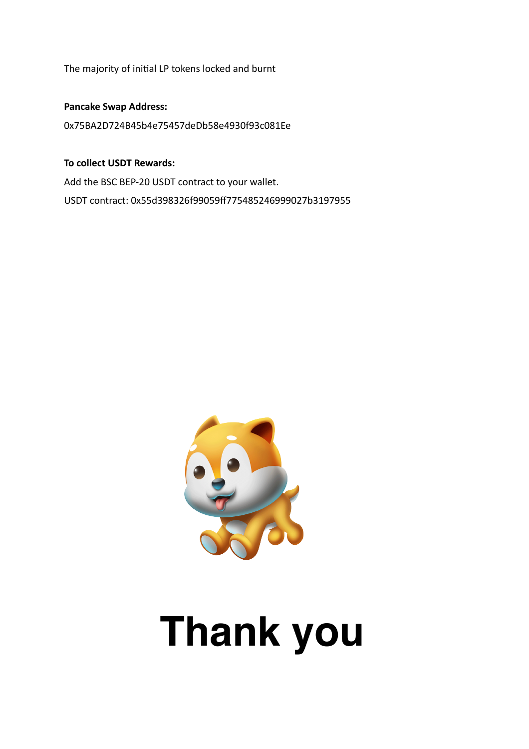The majority of initial LP tokens locked and burnt

**Pancake Swap Address:**

0x75BA2D724B45b4e75457deDb58e4930f93c081Ee

**To collect USDT Rewards:**

Add the BSC BEP-20 USDT contract to your wallet.

USDT contract: 0x55d398326f99059ff775485246999027b3197955

# Thank you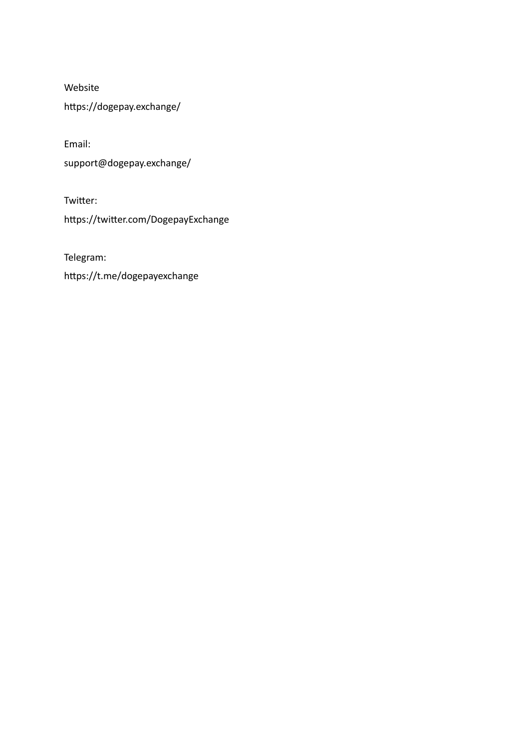Website

https://dogepay.exchange/

Email:

support@dogepay.exchange/

Twitter:

https://twitter.com/DogepayExchange

Telegram:

https://t.me/dogepayexchange